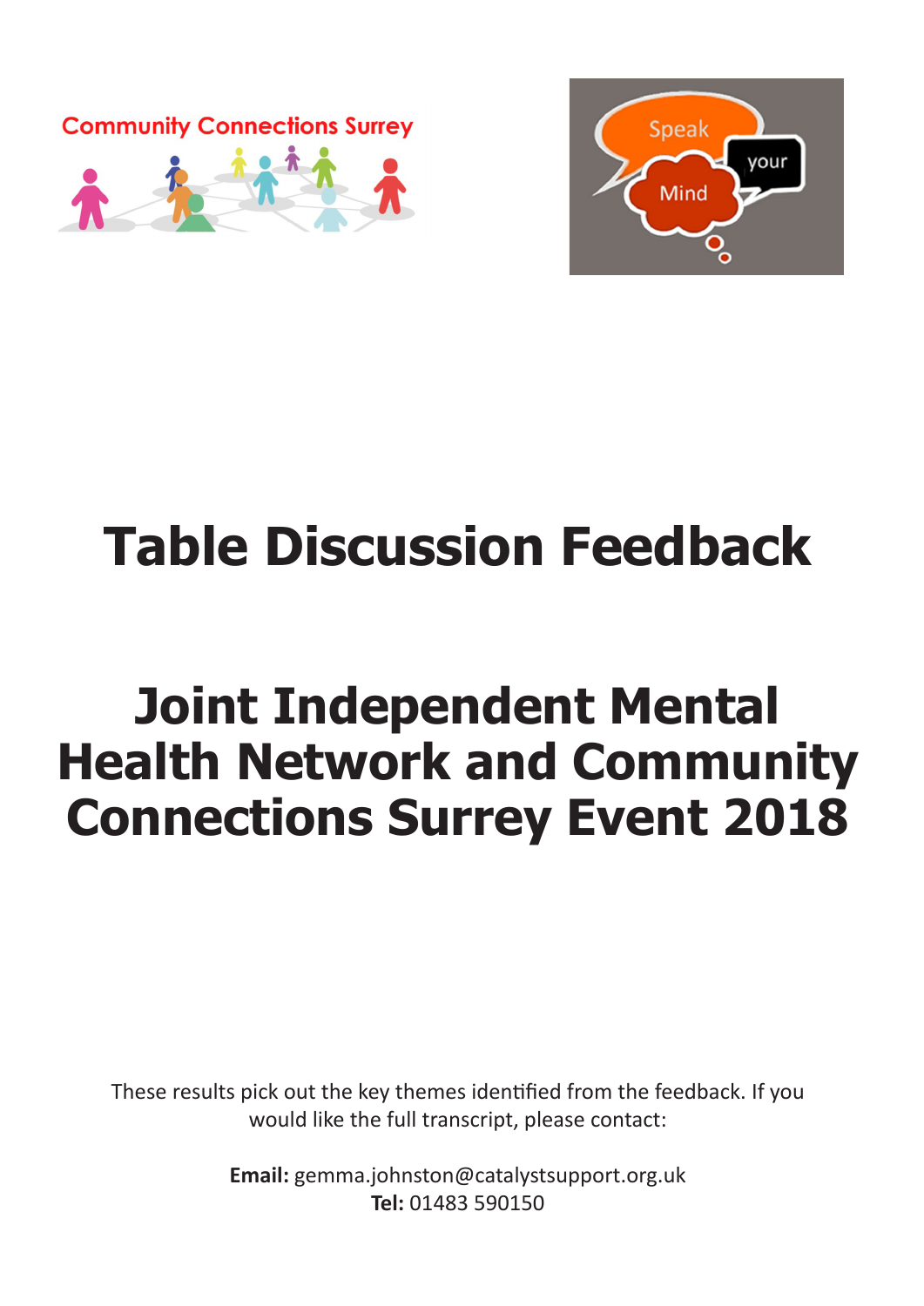# Table Discussion Feedback

# Joint Independent Mental Health Network and Community Connections Surrey Event 2018

These results pick out the key themes identified from the feedback. If you would like the full transcript, please contact:

**Email:** gemma.johnston@catalystsupport.org.uk
**Tel:** 01483 590150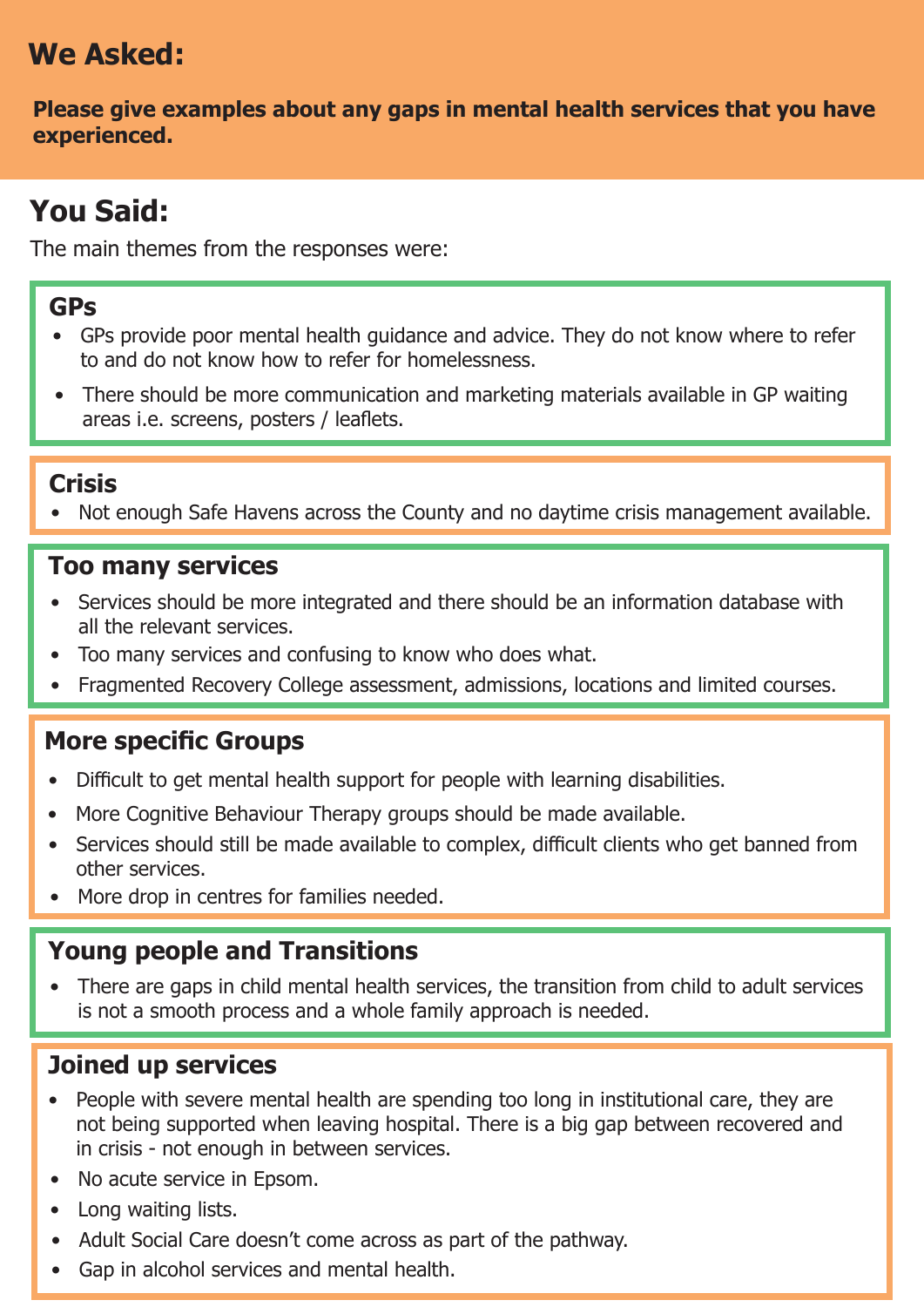## We Asked:

**Please give examples about any gaps in mental health services that you have experienced.**

## You Said:

The main themes from the responses were:

### GPs

- GPs provide poor mental health guidance and advice. They do not know where to refer to and do not know how to refer for homelessness.
- There should be more communication and marketing materials available in GP waiting areas i.e. screens, posters / leaflets.

### Crisis

- Not enough Safe Havens across the County and no daytime crisis management available.

### Too many services

- Services should be more integrated and there should be an information database with all the relevant services.
- Too many services and confusing to know who does what.
- Fragmented Recovery College assessment, admissions, locations and limited courses.

### More specific Groups

- Difficult to get mental health support for people with learning disabilities.
- More Cognitive Behaviour Therapy groups should be made available.
- Services should still be made available to complex, difficult clients who get banned from other services.
- More drop in centres for families needed.

### Young people and Transitions

- There are gaps in child mental health services, the transition from child to adult services is not a smooth process and a whole family approach is needed.

### Joined up services

- People with severe mental health are spending too long in institutional care, they are not being supported when leaving hospital. There is a big gap between recovered and in crisis - not enough in between services.
- No acute service in Epsom.
- Long waiting lists.
- Adult Social Care doesn't come across as part of the pathway.
- Gap in alcohol services and mental health.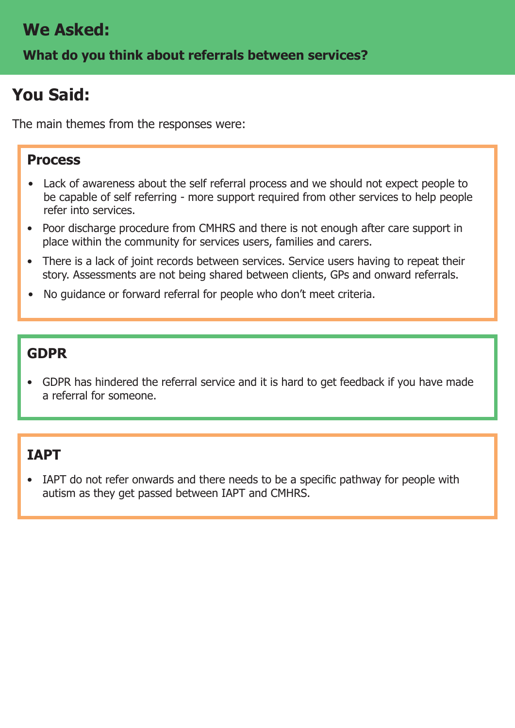## We Asked:

**What do you think about referrals between services?**

## You Said:

The main themes from the responses were:

### Process

- Lack of awareness about the self referral process and we should not expect people to be capable of self referring - more support required from other services to help people refer into services.
- Poor discharge procedure from CMHRS and there is not enough after care support in place within the community for services users, families and carers.
- There is a lack of joint records between services. Service users having to repeat their story. Assessments are not being shared between clients, GPs and onward referrals.
- No guidance or forward referral for people who don't meet criteria.

### GDPR

- GDPR has hindered the referral service and it is hard to get feedback if you have made a referral for someone.

### IAPT

- IAPT do not refer onwards and there needs to be a specific pathway for people with autism as they get passed between IAPT and CMHRS.